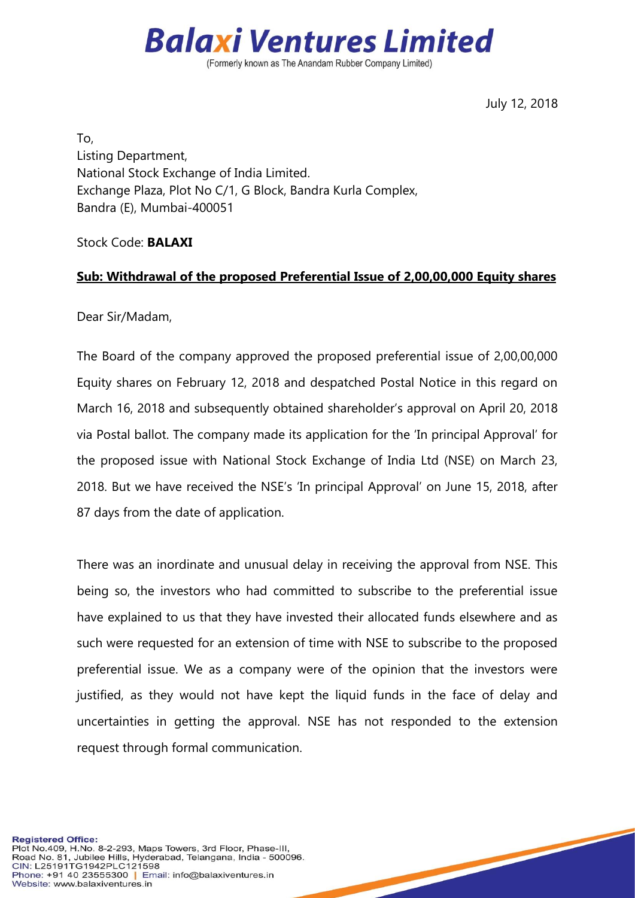# Balaxi Ventures Limited

(Formerly known as The Anandam Rubber Company Limited)

July 12, 2018

To,
Listing Department,
National Stock Exchange of India Limited.
Exchange Plaza, Plot No C/1, G Block, Bandra Kurla Complex,
Bandra (E), Mumbai-400051

Stock Code: **BALAXI**

**Sub: Withdrawal of the proposed Preferential Issue of 2,00,00,000 Equity shares**

Dear Sir/Madam,

The Board of the company approved the proposed preferential issue of 2,00,00,000 Equity shares on February 12, 2018 and despatched Postal Notice in this regard on March 16, 2018 and subsequently obtained shareholder's approval on April 20, 2018 via Postal ballot. The company made its application for the 'In principal Approval' for the proposed issue with National Stock Exchange of India Ltd (NSE) on March 23, 2018. But we have received the NSE's 'In principal Approval' on June 15, 2018, after 87 days from the date of application.

There was an inordinate and unusual delay in receiving the approval from NSE. This being so, the investors who had committed to subscribe to the preferential issue have explained to us that they have invested their allocated funds elsewhere and as such were requested for an extension of time with NSE to subscribe to the proposed preferential issue. We as a company were of the opinion that the investors were justified, as they would not have kept the liquid funds in the face of delay and uncertainties in getting the approval. NSE has not responded to the extension request through formal communication.

**Registered Office:**
Plot No.409, H.No. 8-2-293, Maps Towers, 3rd Floor, Phase-III,
Road No. 81, Jubilee Hills, Hyderabad, Telangana, India - 500096.
CIN: L25191TG1942PLC121598
Phone: +91 40 23555300 | Email: info@balaxiventures.in
Website: www.balaxiventures.in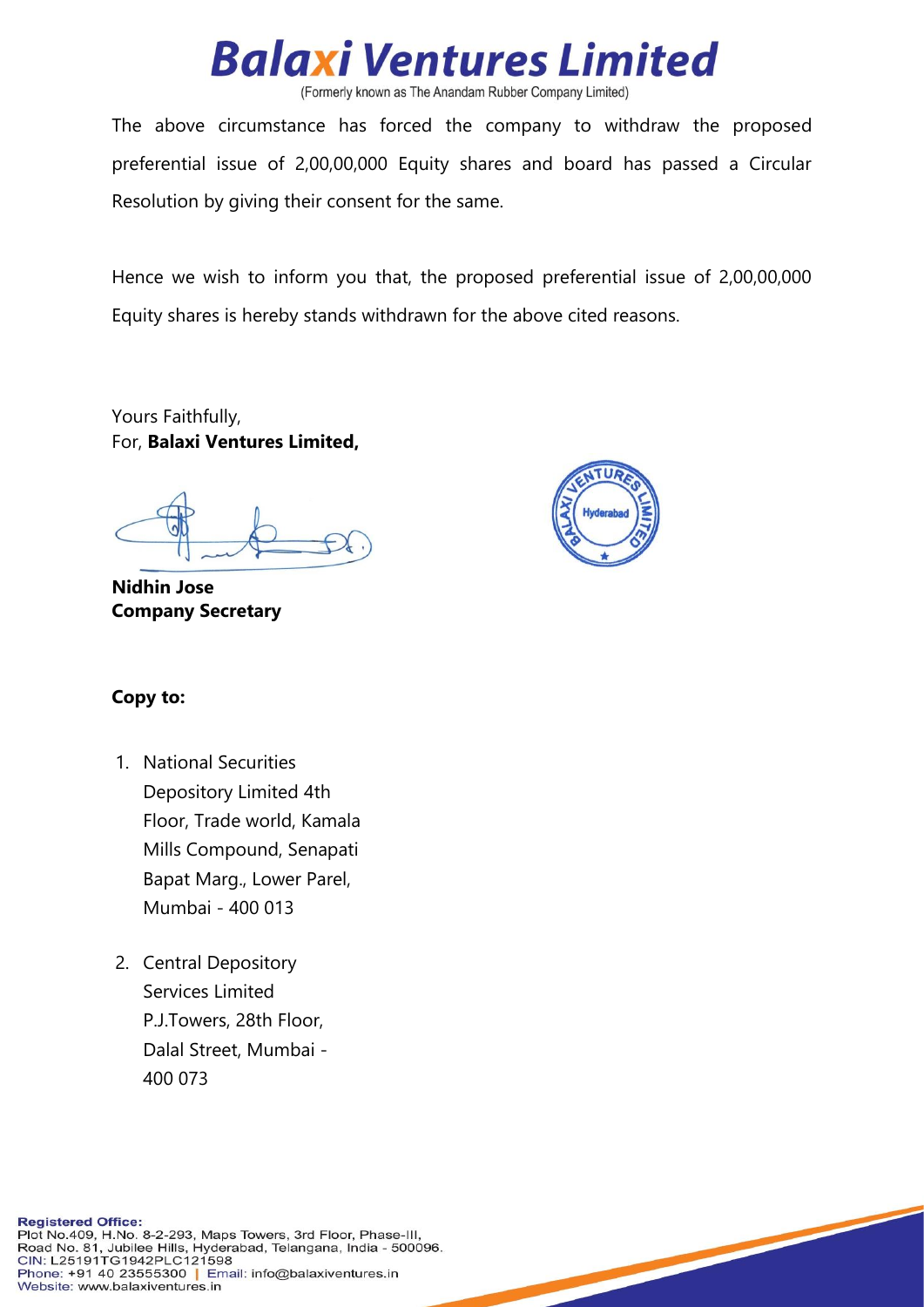The above circumstance has forced the company to withdraw the proposed preferential issue of 2,00,00,000 Equity shares and board has passed a Circular Resolution by giving their consent for the same.

Hence we wish to inform you that, the proposed preferential issue of 2,00,00,000 Equity shares is hereby stands withdrawn for the above cited reasons.

Yours Faithfully,
For, **Balaxi Ventures Limited,**

**Nidhin Jose**
**Company Secretary**

**Copy to:**

1. National Securities Depository Limited 4th Floor, Trade world, Kamala Mills Compound, Senapati Bapat Marg., Lower Parel, Mumbai - 400 013

2. Central Depository Services Limited P.J.Towers, 28th Floor, Dalal Street, Mumbai - 400 073